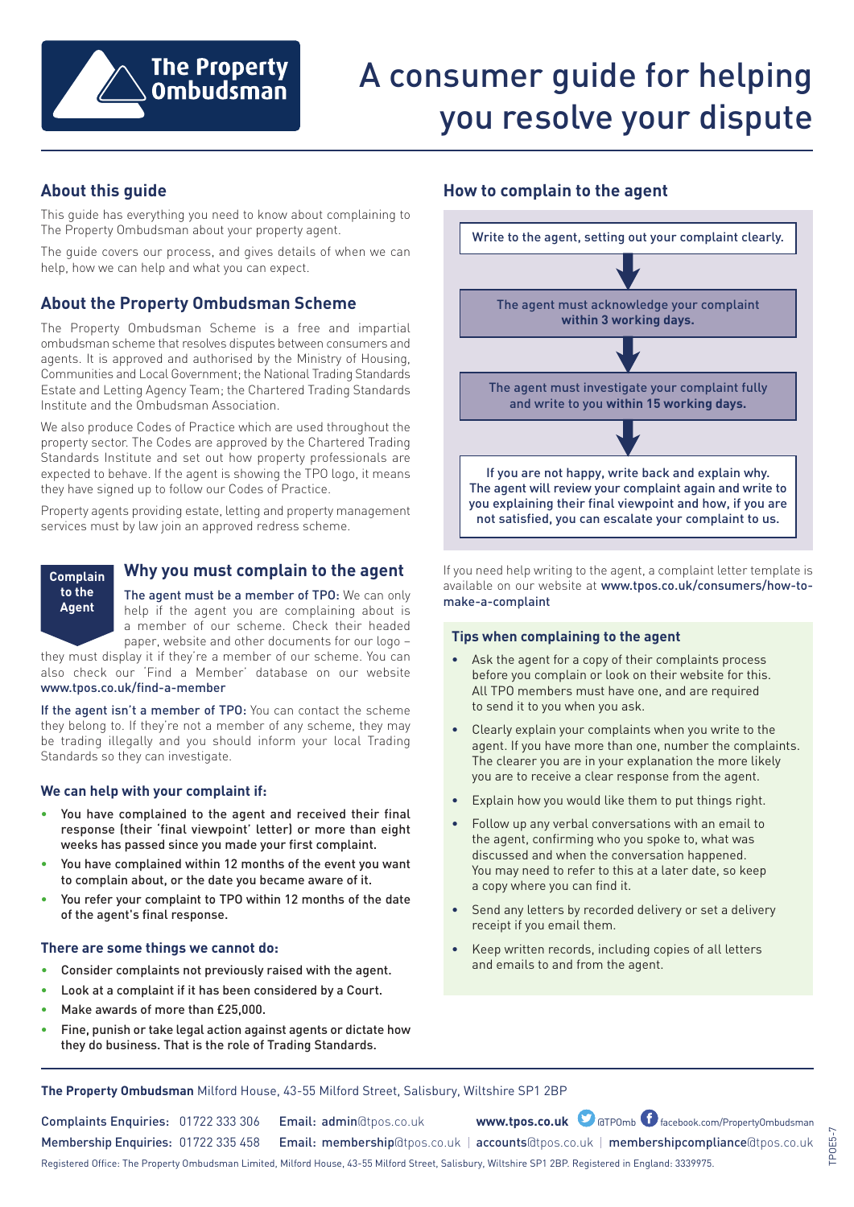# A consumer guide for helping you resolve your dispute

## About this guide

This guide has everything you need to know about complaining to The Property Ombudsman about your property agent.

The guide covers our process, and gives details of when we can help, how we can help and what you can expect.

## About the Property Ombudsman Scheme

The Property Ombudsman Scheme is a free and impartial ombudsman scheme that resolves disputes between consumers and agents. It is approved and authorised by the Ministry of Housing, Communities and Local Government; the National Trading Standards Estate and Letting Agency Team; the Chartered Trading Standards Institute and the Ombudsman Association.

We also produce Codes of Practice which are used throughout the property sector. The Codes are approved by the Chartered Trading Standards Institute and set out how property professionals are expected to behave. If the agent is showing the TPO logo, it means they have signed up to follow our Codes of Practice.

Property agents providing estate, letting and property management services must by law join an approved redress scheme.

**Complain to the Agent**

## Why you must complain to the agent

**The agent must be a member of TPO:** We can only help if the agent you are complaining about is a member of our scheme. Check their headed paper, website and other documents for our logo – they must display it if they're a member of our scheme. You can also check our 'Find a Member' database on our website www.tpos.co.uk/find-a-member

**If the agent isn't a member of TPO:** You can contact the scheme they belong to. If they're not a member of any scheme, they may be trading illegally and you should inform your local Trading Standards so they can investigate.

### We can help with your complaint if:

- You have complained to the agent and received their final response (their 'final viewpoint' letter) or more than eight weeks has passed since you made your first complaint.
- You have complained within 12 months of the event you want to complain about, or the date you became aware of it.
- You refer your complaint to TPO within 12 months of the date of the agent's final response.

### There are some things we cannot do:

- Consider complaints not previously raised with the agent.
- Look at a complaint if it has been considered by a Court.
- Make awards of more than £25,000.
- Fine, punish or take legal action against agents or dictate how they do business. That is the role of Trading Standards.

## How to complain to the agent

1. Write to the agent, setting out your complaint clearly.
2. The agent must acknowledge your complaint **within 3 working days.**
3. The agent must investigate your complaint fully and write to you **within 15 working days.**
4. If you are not happy, write back and explain why. The agent will review your complaint again and write to you explaining their final viewpoint and how, if you are not satisfied, you can escalate your complaint to us.

If you need help writing to the agent, a complaint letter template is available on our website at www.tpos.co.uk/consumers/how-to-make-a-complaint

### Tips when complaining to the agent

- Ask the agent for a copy of their complaints process before you complain or look on their website for this. All TPO members must have one, and are required to send it to you when you ask.
- Clearly explain your complaints when you write to the agent. If you have more than one, number the complaints. The clearer you are in your explanation the more likely you are to receive a clear response from the agent.
- Explain how you would like them to put things right.
- Follow up any verbal conversations with an email to the agent, confirming who you spoke to, what was discussed and when the conversation happened. You may need to refer to this at a later date, so keep a copy where you can find it.
- Send any letters by recorded delivery or set a delivery receipt if you email them.
- Keep written records, including copies of all letters and emails to and from the agent.

**The Property Ombudsman** Milford House, 43-55 Milford Street, Salisbury, Wiltshire SP1 2BP

Complaints Enquiries: 01722 333 306 Email: admin@tpos.co.uk **www.tpos.co.uk** @TPOmb facebook.com/PropertyOmbudsman

Membership Enquiries: 01722 335 458 Email: membership@tpos.co.uk | accounts@tpos.co.uk | membershipcompliance@tpos.co.uk

Registered Office: The Property Ombudsman Limited, Milford House, 43-55 Milford Street, Salisbury, Wiltshire SP1 2BP. Registered in England: 3339975.

TPOE5-7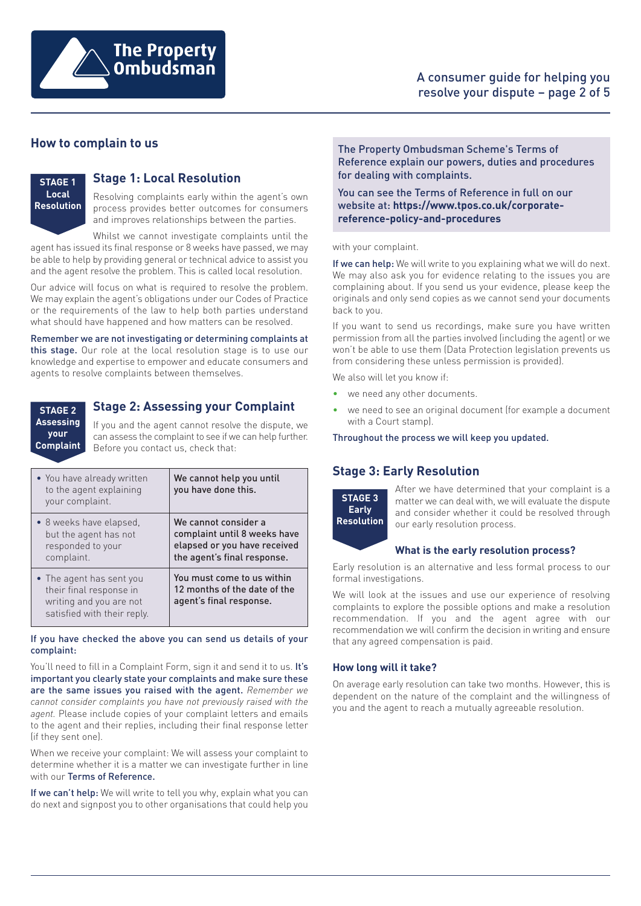## How to complain to us

### Stage 1: Local Resolution

**STAGE 1 Local Resolution**

Resolving complaints early within the agent's own process provides better outcomes for consumers and improves relationships between the parties.

Whilst we cannot investigate complaints until the agent has issued its final response or 8 weeks have passed, we may be able to help by providing general or technical advice to assist you and the agent resolve the problem. This is called local resolution.

Our advice will focus on what is required to resolve the problem. We may explain the agent's obligations under our Codes of Practice or the requirements of the law to help both parties understand what should have happened and how matters can be resolved.

**Remember we are not investigating or determining complaints at this stage.** Our role at the local resolution stage is to use our knowledge and expertise to empower and educate consumers and agents to resolve complaints between themselves.

### Stage 2: Assessing your Complaint

**STAGE 2 Assessing your Complaint**

If you and the agent cannot resolve the dispute, we can assess the complaint to see if we can help further. Before you contact us, check that:

| | |
|---|---|
| • You have already written to the agent explaining your complaint. | **We cannot help you until you have done this.** |
| • 8 weeks have elapsed, but the agent has not responded to your complaint. | **We cannot consider a complaint until 8 weeks have elapsed or you have received the agent's final response.** |
| • The agent has sent you their final response in writing and you are not satisfied with their reply. | **You must come to us within 12 months of the date of the agent's final response.** |

**If you have checked the above you can send us details of your complaint:**

You'll need to fill in a Complaint Form, sign it and send it to us. **It's important you clearly state your complaints and make sure these are the same issues you raised with the agent.** *Remember we cannot consider complaints you have not previously raised with the agent.* Please include copies of your complaint letters and emails to the agent and their replies, including their final response letter (if they sent one).

When we receive your complaint: We will assess your complaint to determine whether it is a matter we can investigate further in line with our Terms of Reference.

**If we can't help:** We will write to tell you why, explain what you can do next and signpost you to other organisations that could help you with your complaint.

> The Property Ombudsman Scheme's Terms of Reference explain our powers, duties and procedures for dealing with complaints.
>
> You can see the Terms of Reference in full on our website at: **https://www.tpos.co.uk/corporate-reference-policy-and-procedures**

**If we can help:** We will write to you explaining what we will do next. We may also ask you for evidence relating to the issues you are complaining about. If you send us your evidence, please keep the originals and only send copies as we cannot send your documents back to you.

If you want to send us recordings, make sure you have written permission from all the parties involved (including the agent) or we won't be able to use them (Data Protection legislation prevents us from considering these unless permission is provided).

We also will let you know if:

- we need any other documents.
- we need to see an original document (for example a document with a Court stamp).

**Throughout the process we will keep you updated.**

### Stage 3: Early Resolution

**STAGE 3 Early Resolution**

After we have determined that your complaint is a matter we can deal with, we will evaluate the dispute and consider whether it could be resolved through our early resolution process.

#### What is the early resolution process?

Early resolution is an alternative and less formal process to our formal investigations.

We will look at the issues and use our experience of resolving complaints to explore the possible options and make a resolution recommendation. If you and the agent agree with our recommendation we will confirm the decision in writing and ensure that any agreed compensation is paid.

#### How long will it take?

On average early resolution can take two months. However, this is dependent on the nature of the complaint and the willingness of you and the agent to reach a mutually agreeable resolution.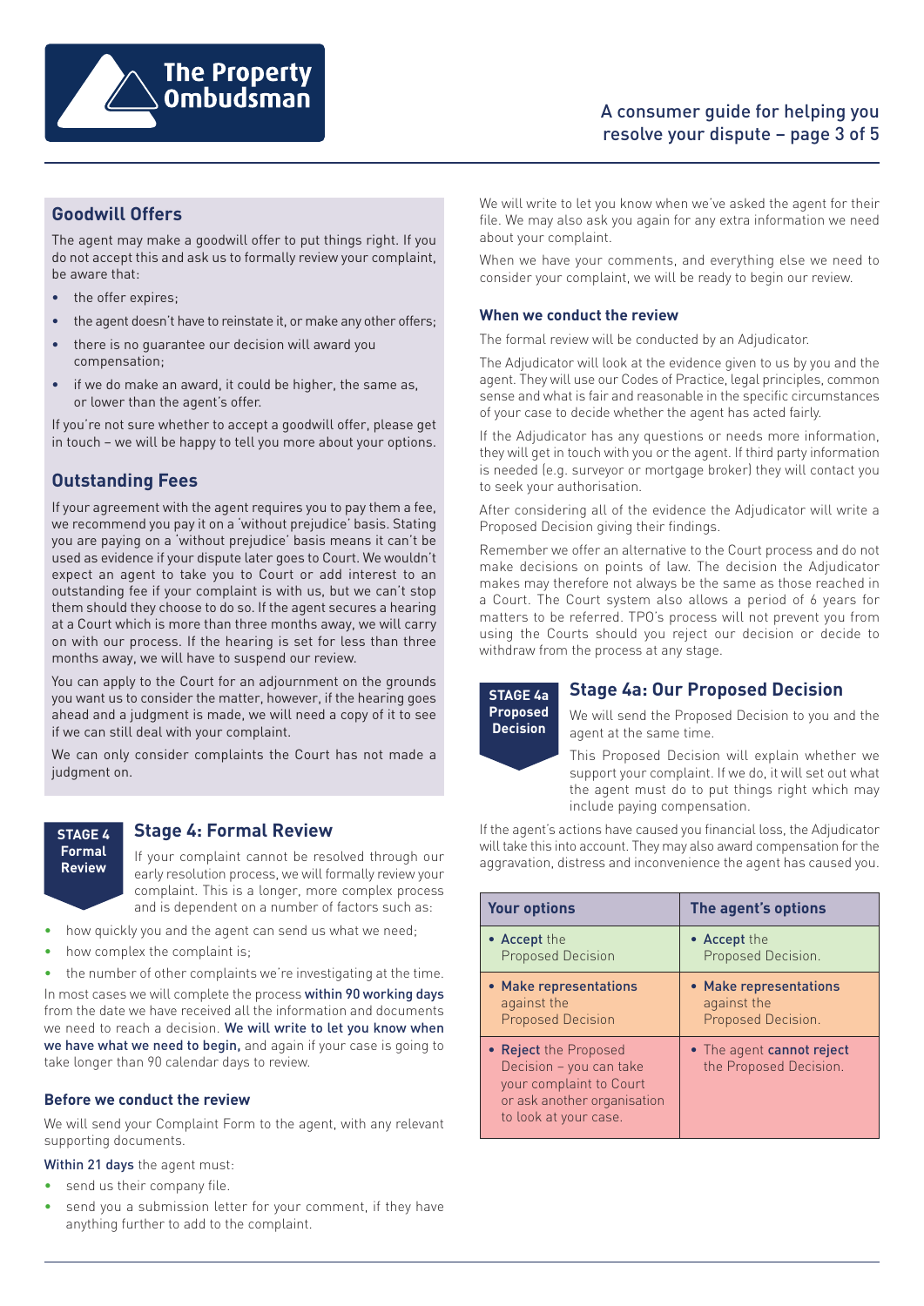## Goodwill Offers

The agent may make a goodwill offer to put things right. If you do not accept this and ask us to formally review your complaint, be aware that:

- the offer expires;
- the agent doesn't have to reinstate it, or make any other offers;
- there is no guarantee our decision will award you compensation;
- if we do make an award, it could be higher, the same as, or lower than the agent's offer.

If you're not sure whether to accept a goodwill offer, please get in touch – we will be happy to tell you more about your options.

## Outstanding Fees

If your agreement with the agent requires you to pay them a fee, we recommend you pay it on a 'without prejudice' basis. Stating you are paying on a 'without prejudice' basis means it can't be used as evidence if your dispute later goes to Court. We wouldn't expect an agent to take you to Court or add interest to an outstanding fee if your complaint is with us, but we can't stop them should they choose to do so. If the agent secures a hearing at a Court which is more than three months away, we will carry on with our process. If the hearing is set for less than three months away, we will have to suspend our review.

You can apply to the Court for an adjournment on the grounds you want us to consider the matter, however, if the hearing goes ahead and a judgment is made, we will need a copy of it to see if we can still deal with your complaint.

We can only consider complaints the Court has not made a judgment on.

**STAGE 4 Formal Review**

## Stage 4: Formal Review

If your complaint cannot be resolved through our early resolution process, we will formally review your complaint. This is a longer, more complex process and is dependent on a number of factors such as:

- how quickly you and the agent can send us what we need;
- how complex the complaint is;
- the number of other complaints we're investigating at the time.

In most cases we will complete the process within 90 working days from the date we have received all the information and documents we need to reach a decision. We will write to let you know when we have what we need to begin, and again if your case is going to take longer than 90 calendar days to review.

### Before we conduct the review

We will send your Complaint Form to the agent, with any relevant supporting documents.

Within 21 days the agent must:

- send us their company file.
- send you a submission letter for your comment, if they have anything further to add to the complaint.

We will write to let you know when we've asked the agent for their file. We may also ask you again for any extra information we need about your complaint.

When we have your comments, and everything else we need to consider your complaint, we will be ready to begin our review.

### When we conduct the review

The formal review will be conducted by an Adjudicator.

The Adjudicator will look at the evidence given to us by you and the agent. They will use our Codes of Practice, legal principles, common sense and what is fair and reasonable in the specific circumstances of your case to decide whether the agent has acted fairly.

If the Adjudicator has any questions or needs more information, they will get in touch with you or the agent. If third party information is needed (e.g. surveyor or mortgage broker) they will contact you to seek your authorisation.

After considering all of the evidence the Adjudicator will write a Proposed Decision giving their findings.

Remember we offer an alternative to the Court process and do not make decisions on points of law. The decision the Adjudicator makes may therefore not always be the same as those reached in a Court. The Court system also allows a period of 6 years for matters to be referred. TPO's process will not prevent you from using the Courts should you reject our decision or decide to withdraw from the process at any stage.

**STAGE 4a Proposed Decision**

## Stage 4a: Our Proposed Decision

We will send the Proposed Decision to you and the agent at the same time.

This Proposed Decision will explain whether we support your complaint. If we do, it will set out what the agent must do to put things right which may include paying compensation.

If the agent's actions have caused you financial loss, the Adjudicator will take this into account. They may also award compensation for the aggravation, distress and inconvenience the agent has caused you.

| Your options | The agent's options |
| --- | --- |
| • **Accept** the Proposed Decision | • **Accept** the Proposed Decision. |
| • **Make representations** against the Proposed Decision | • **Make representations** against the Proposed Decision. |
| • **Reject** the Proposed Decision – you can take your complaint to Court or ask another organisation to look at your case. | • The agent **cannot reject** the Proposed Decision. |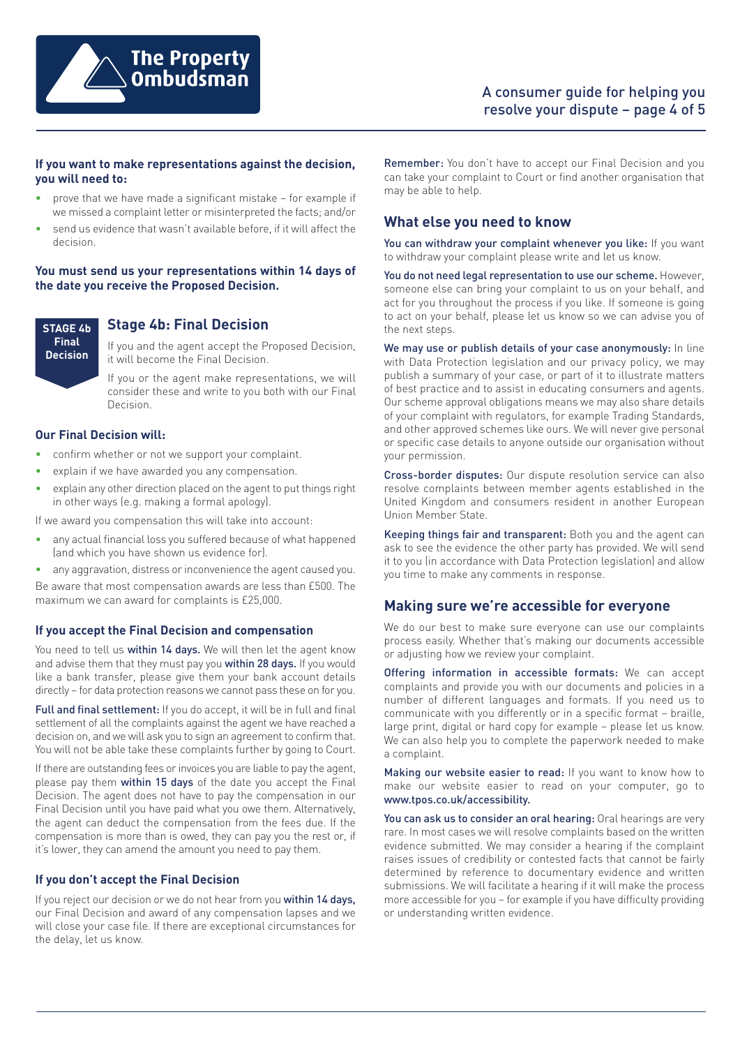**If you want to make representations against the decision, you will need to:**

- prove that we have made a significant mistake – for example if we missed a complaint letter or misinterpreted the facts; and/or
- send us evidence that wasn't available before, if it will affect the decision.

**You must send us your representations within 14 days of the date you receive the Proposed Decision.**

**STAGE 4b Final Decision**

## Stage 4b: Final Decision

If you and the agent accept the Proposed Decision, it will become the Final Decision.

If you or the agent make representations, we will consider these and write to you both with our Final Decision.

### Our Final Decision will:

- confirm whether or not we support your complaint.
- explain if we have awarded you any compensation.
- explain any other direction placed on the agent to put things right in other ways (e.g. making a formal apology).

If we award you compensation this will take into account:

- any actual financial loss you suffered because of what happened (and which you have shown us evidence for).
- any aggravation, distress or inconvenience the agent caused you.

Be aware that most compensation awards are less than £500. The maximum we can award for complaints is £25,000.

### If you accept the Final Decision and compensation

You need to tell us **within 14 days.** We will then let the agent know and advise them that they must pay you **within 28 days.** If you would like a bank transfer, please give them your bank account details directly – for data protection reasons we cannot pass these on for you.

**Full and final settlement:** If you do accept, it will be in full and final settlement of all the complaints against the agent we have reached a decision on, and we will ask you to sign an agreement to confirm that. You will not be able take these complaints further by going to Court.

If there are outstanding fees or invoices you are liable to pay the agent, please pay them **within 15 days** of the date you accept the Final Decision. The agent does not have to pay the compensation in our Final Decision until you have paid what you owe them. Alternatively, the agent can deduct the compensation from the fees due. If the compensation is more than is owed, they can pay you the rest or, if it's lower, they can amend the amount you need to pay them.

### If you don't accept the Final Decision

If you reject our decision or we do not hear from you **within 14 days,** our Final Decision and award of any compensation lapses and we will close your case file. If there are exceptional circumstances for the delay, let us know.

**Remember:** You don't have to accept our Final Decision and you can take your complaint to Court or find another organisation that may be able to help.

## What else you need to know

**You can withdraw your complaint whenever you like:** If you want to withdraw your complaint please write and let us know.

**You do not need legal representation to use our scheme.** However, someone else can bring your complaint to us on your behalf, and act for you throughout the process if you like. If someone is going to act on your behalf, please let us know so we can advise you of the next steps.

**We may use or publish details of your case anonymously:** In line with Data Protection legislation and our privacy policy, we may publish a summary of your case, or part of it to illustrate matters of best practice and to assist in educating consumers and agents. Our scheme approval obligations means we may also share details of your complaint with regulators, for example Trading Standards, and other approved schemes like ours. We will never give personal or specific case details to anyone outside our organisation without your permission.

**Cross-border disputes:** Our dispute resolution service can also resolve complaints between member agents established in the United Kingdom and consumers resident in another European Union Member State.

**Keeping things fair and transparent:** Both you and the agent can ask to see the evidence the other party has provided. We will send it to you (in accordance with Data Protection legislation) and allow you time to make any comments in response.

## Making sure we're accessible for everyone

We do our best to make sure everyone can use our complaints process easily. Whether that's making our documents accessible or adjusting how we review your complaint.

**Offering information in accessible formats:** We can accept complaints and provide you with our documents and policies in a number of different languages and formats. If you need us to communicate with you differently or in a specific format – braille, large print, digital or hard copy for example – please let us know. We can also help you to complete the paperwork needed to make a complaint.

**Making our website easier to read:** If you want to know how to make our website easier to read on your computer, go to **www.tpos.co.uk/accessibility.**

**You can ask us to consider an oral hearing:** Oral hearings are very rare. In most cases we will resolve complaints based on the written evidence submitted. We may consider a hearing if the complaint raises issues of credibility or contested facts that cannot be fairly determined by reference to documentary evidence and written submissions. We will facilitate a hearing if it will make the process more accessible for you – for example if you have difficulty providing or understanding written evidence.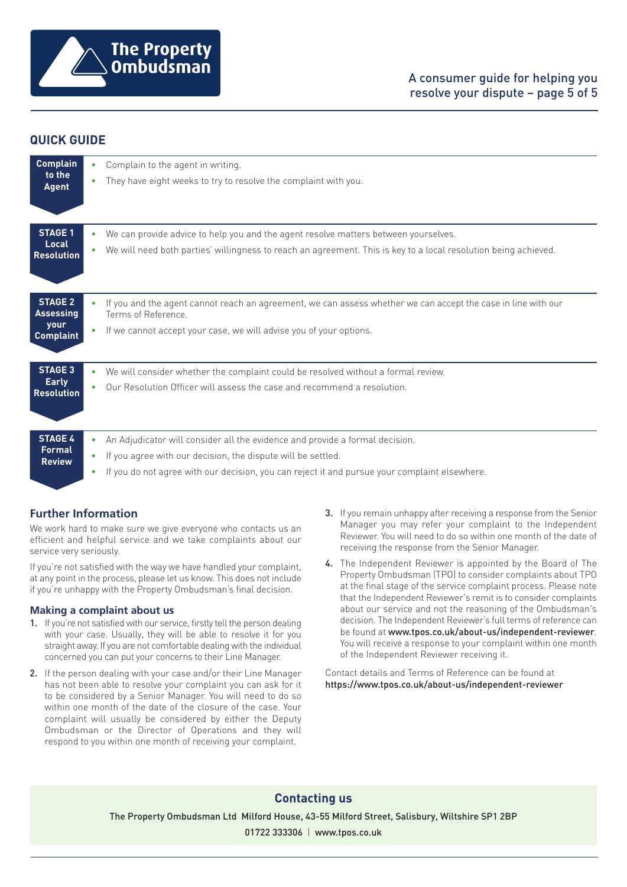## QUICK GUIDE

**Complain to the Agent**

- Complain to the agent in writing.
- They have eight weeks to try to resolve the complaint with you.

**STAGE 1 Local Resolution**

- We can provide advice to help you and the agent resolve matters between yourselves.
- We will need both parties' willingness to reach an agreement. This is key to a local resolution being achieved.

**STAGE 2 Assessing your Complaint**

- If you and the agent cannot reach an agreement, we can assess whether we can accept the case in line with our Terms of Reference.
- If we cannot accept your case, we will advise you of your options.

**STAGE 3 Early Resolution**

- We will consider whether the complaint could be resolved without a formal review.
- Our Resolution Officer will assess the case and recommend a resolution.

**STAGE 4 Formal Review**

- An Adjudicator will consider all the evidence and provide a formal decision.
- If you agree with our decision, the dispute will be settled.
- If you do not agree with our decision, you can reject it and pursue your complaint elsewhere.

## Further Information

We work hard to make sure we give everyone who contacts us an efficient and helpful service and we take complaints about our service very seriously.

If you're not satisfied with the way we have handled your complaint, at any point in the process, please let us know. This does not include if you're unhappy with the Property Ombudsman's final decision.

### Making a complaint about us

1. If you're not satisfied with our service, firstly tell the person dealing with your case. Usually, they will be able to resolve it for you straight away. If you are not comfortable dealing with the individual concerned you can put your concerns to their Line Manager.
2. If the person dealing with your case and/or their Line Manager has not been able to resolve your complaint you can ask for it to be considered by a Senior Manager. You will need to do so within one month of the date of the closure of the case. Your complaint will usually be considered by either the Deputy Ombudsman or the Director of Operations and they will respond to you within one month of receiving your complaint.
3. If you remain unhappy after receiving a response from the Senior Manager you may refer your complaint to the Independent Reviewer. You will need to do so within one month of the date of receiving the response from the Senior Manager.
4. The Independent Reviewer is appointed by the Board of The Property Ombudsman (TPO) to consider complaints about TPO at the final stage of the service complaint process. Please note that the Independent Reviewer's remit is to consider complaints about our service and not the reasoning of the Ombudsman's decision. The Independent Reviewer's full terms of reference can be found at www.tpos.co.uk/about-us/independent-reviewer. You will receive a response to your complaint within one month of the Independent Reviewer receiving it.

Contact details and Terms of Reference can be found at https://www.tpos.co.uk/about-us/independent-reviewer

## Contacting us

The Property Ombudsman Ltd Milford House, 43-55 Milford Street, Salisbury, Wiltshire SP1 2BP

01722 333306 | www.tpos.co.uk